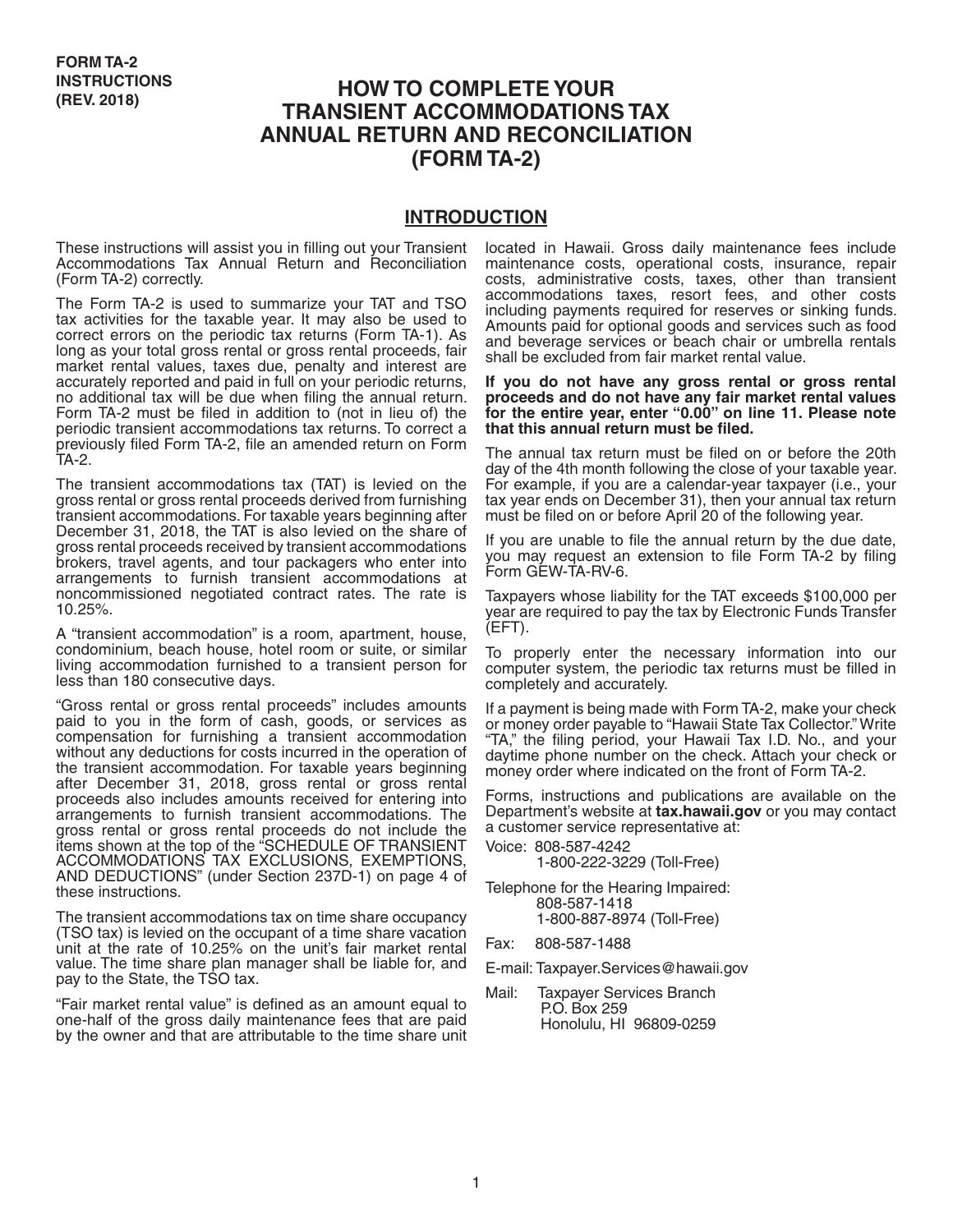**FORM TA-2 INSTRUCTIONS (REV. 2018)**

# HOW TO COMPLETE YOUR TRANSIENT ACCOMMODATIONS TAX ANNUAL RETURN AND RECONCILIATION (FORM TA-2)

## INTRODUCTION

These instructions will assist you in filling out your Transient Accommodations Tax Annual Return and Reconciliation (Form TA-2) correctly.

The Form TA-2 is used to summarize your TAT and TSO tax activities for the taxable year. It may also be used to correct errors on the periodic tax returns (Form TA-1). As long as your total gross rental or gross rental proceeds, fair market rental values, taxes due, penalty and interest are accurately reported and paid in full on your periodic returns, no additional tax will be due when filing the annual return. Form TA-2 must be filed in addition to (not in lieu of) the periodic transient accommodations tax returns. To correct a previously filed Form TA-2, file an amended return on Form TA-2.

The transient accommodations tax (TAT) is levied on the gross rental or gross rental proceeds derived from furnishing transient accommodations. For taxable years beginning after December 31, 2018, the TAT is also levied on the share of gross rental proceeds received by transient accommodations brokers, travel agents, and tour packagers who enter into arrangements to furnish transient accommodations at noncommissioned negotiated contract rates. The rate is 10.25%.

A "transient accommodation" is a room, apartment, house, condominium, beach house, hotel room or suite, or similar living accommodation furnished to a transient person for less than 180 consecutive days.

"Gross rental or gross rental proceeds" includes amounts paid to you in the form of cash, goods, or services as compensation for furnishing a transient accommodation without any deductions for costs incurred in the operation of the transient accommodation. For taxable years beginning after December 31, 2018, gross rental or gross rental proceeds also includes amounts received for entering into arrangements to furnish transient accommodations. The gross rental or gross rental proceeds do not include the items shown at the top of the "SCHEDULE OF TRANSIENT ACCOMMODATIONS TAX EXCLUSIONS, EXEMPTIONS, AND DEDUCTIONS" (under Section 237D-1) on page 4 of these instructions.

The transient accommodations tax on time share occupancy (TSO tax) is levied on the occupant of a time share vacation unit at the rate of 10.25% on the unit's fair market rental value. The time share plan manager shall be liable for, and pay to the State, the TSO tax.

"Fair market rental value" is defined as an amount equal to one-half of the gross daily maintenance fees that are paid by the owner and that are attributable to the time share unit located in Hawaii. Gross daily maintenance fees include maintenance costs, operational costs, insurance, repair costs, administrative costs, taxes, other than transient accommodations taxes, resort fees, and other costs including payments required for reserves or sinking funds. Amounts paid for optional goods and services such as food and beverage services or beach chair or umbrella rentals shall be excluded from fair market rental value.

**If you do not have any gross rental or gross rental proceeds and do not have any fair market rental values for the entire year, enter "0.00" on line 11. Please note that this annual return must be filed.**

The annual tax return must be filed on or before the 20th day of the 4th month following the close of your taxable year. For example, if you are a calendar-year taxpayer (i.e., your tax year ends on December 31), then your annual tax return must be filed on or before April 20 of the following year.

If you are unable to file the annual return by the due date, you may request an extension to file Form TA-2 by filing Form GEW-TA-RV-6.

Taxpayers whose liability for the TAT exceeds $100,000 per year are required to pay the tax by Electronic Funds Transfer (EFT).

To properly enter the necessary information into our computer system, the periodic tax returns must be filled in completely and accurately.

If a payment is being made with Form TA-2, make your check or money order payable to "Hawaii State Tax Collector." Write "TA," the filing period, your Hawaii Tax I.D. No., and your daytime phone number on the check. Attach your check or money order where indicated on the front of Form TA-2.

Forms, instructions and publications are available on the Department's website at **tax.hawaii.gov** or you may contact a customer service representative at:

Voice: 808-587-4242
1-800-222-3229 (Toll-Free)

Telephone for the Hearing Impaired:
808-587-1418
1-800-887-8974 (Toll-Free)

Fax: 808-587-1488

E-mail: Taxpayer.Services@hawaii.gov

Mail: Taxpayer Services Branch
P.O. Box 259
Honolulu, HI 96809-0259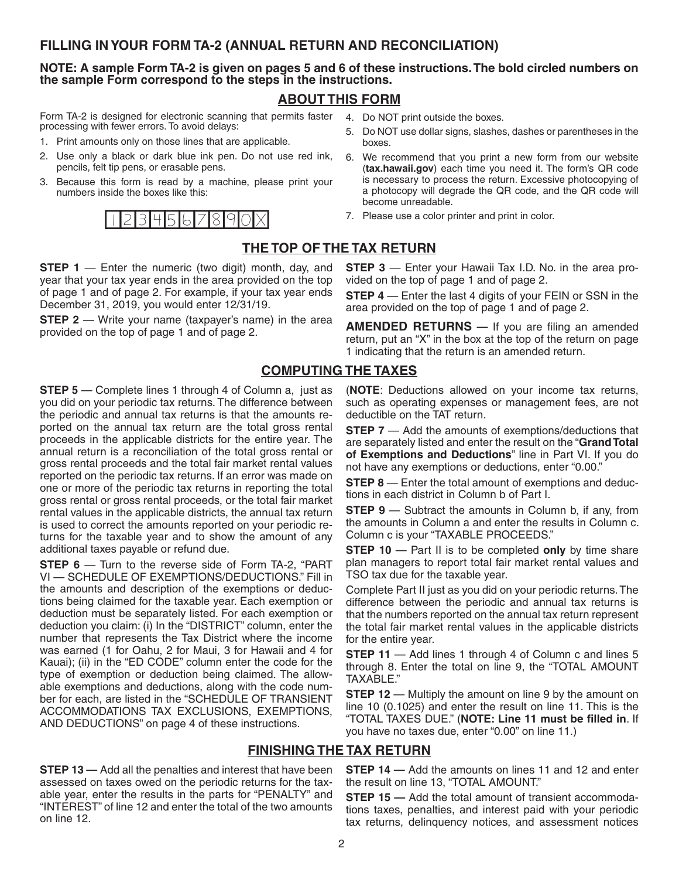## FILLING IN YOUR FORM TA-2 (ANNUAL RETURN AND RECONCILIATION)

**NOTE: A sample Form TA-2 is given on pages 5 and 6 of these instructions. The bold circled numbers on the sample Form correspond to the steps in the instructions.**

## ABOUT THIS FORM

Form TA-2 is designed for electronic scanning that permits faster processing with fewer errors. To avoid delays:

1. Print amounts only on those lines that are applicable.
2. Use only a black or dark blue ink pen. Do not use red ink, pencils, felt tip pens, or erasable pens.
3. Because this form is read by a machine, please print your numbers inside the boxes like this:

   1 2 3 4 5 6 7 8 9 0 X

4. Do NOT print outside the boxes.
5. Do NOT use dollar signs, slashes, dashes or parentheses in the boxes.
6. We recommend that you print a new form from our website (**tax.hawaii.gov**) each time you need it. The form's QR code is necessary to process the return. Excessive photocopying of a photocopy will degrade the QR code, and the QR code will become unreadable.
7. Please use a color printer and print in color.

## THE TOP OF THE TAX RETURN

**STEP 1** — Enter the numeric (two digit) month, day, and year that your tax year ends in the area provided on the top of page 1 and of page 2. For example, if your tax year ends December 31, 2019, you would enter 12/31/19.

**STEP 2** — Write your name (taxpayer's name) in the area provided on the top of page 1 and of page 2.

**STEP 3** — Enter your Hawaii Tax I.D. No. in the area provided on the top of page 1 and of page 2.

**STEP 4** — Enter the last 4 digits of your FEIN or SSN in the area provided on the top of page 1 and of page 2.

**AMENDED RETURNS —** If you are filing an amended return, put an "X" in the box at the top of the return on page 1 indicating that the return is an amended return.

## COMPUTING THE TAXES

**STEP 5** — Complete lines 1 through 4 of Column a, just as you did on your periodic tax returns. The difference between the periodic and annual tax returns is that the amounts reported on the annual tax return are the total gross rental proceeds in the applicable districts for the entire year. The annual return is a reconciliation of the total gross rental or gross rental proceeds and the total fair market rental values reported on the periodic tax returns. If an error was made on one or more of the periodic tax returns in reporting the total gross rental or gross rental proceeds, or the total fair market rental values in the applicable districts, the annual tax return is used to correct the amounts reported on your periodic returns for the taxable year and to show the amount of any additional taxes payable or refund due.

**STEP 6** — Turn to the reverse side of Form TA-2, "PART VI — SCHEDULE OF EXEMPTIONS/DEDUCTIONS." Fill in the amounts and description of the exemptions or deductions being claimed for the taxable year. Each exemption or deduction must be separately listed. For each exemption or deduction you claim: (i) In the "DISTRICT" column, enter the number that represents the Tax District where the income was earned (1 for Oahu, 2 for Maui, 3 for Hawaii and 4 for Kauai); (ii) in the "ED CODE" column enter the code for the type of exemption or deduction being claimed. The allowable exemptions and deductions, along with the code number for each, are listed in the "SCHEDULE OF TRANSIENT ACCOMMODATIONS TAX EXCLUSIONS, EXEMPTIONS, AND DEDUCTIONS" on page 4 of these instructions.

(**NOTE**: Deductions allowed on your income tax returns, such as operating expenses or management fees, are not deductible on the TAT return.

**STEP 7** — Add the amounts of exemptions/deductions that are separately listed and enter the result on the "**Grand Total of Exemptions and Deductions**" line in Part VI. If you do not have any exemptions or deductions, enter "0.00."

**STEP 8** — Enter the total amount of exemptions and deductions in each district in Column b of Part I.

**STEP 9** — Subtract the amounts in Column b, if any, from the amounts in Column a and enter the results in Column c. Column c is your "TAXABLE PROCEEDS."

**STEP 10** — Part II is to be completed **only** by time share plan managers to report total fair market rental values and TSO tax due for the taxable year.

Complete Part II just as you did on your periodic returns. The difference between the periodic and annual tax returns is that the numbers reported on the annual tax return represent the total fair market rental values in the applicable districts for the entire year.

**STEP 11** — Add lines 1 through 4 of Column c and lines 5 through 8. Enter the total on line 9, the "TOTAL AMOUNT TAXABLE."

**STEP 12** — Multiply the amount on line 9 by the amount on line 10 (0.1025) and enter the result on line 11. This is the "TOTAL TAXES DUE." (**NOTE: Line 11 must be filled in**. If you have no taxes due, enter "0.00" on line 11.)

## FINISHING THE TAX RETURN

**STEP 13 —** Add all the penalties and interest that have been assessed on taxes owed on the periodic returns for the taxable year, enter the results in the parts for "PENALTY" and "INTEREST" of line 12 and enter the total of the two amounts on line 12.

**STEP 14 —** Add the amounts on lines 11 and 12 and enter the result on line 13, "TOTAL AMOUNT."

**STEP 15 —** Add the total amount of transient accommodations taxes, penalties, and interest paid with your periodic tax returns, delinquency notices, and assessment notices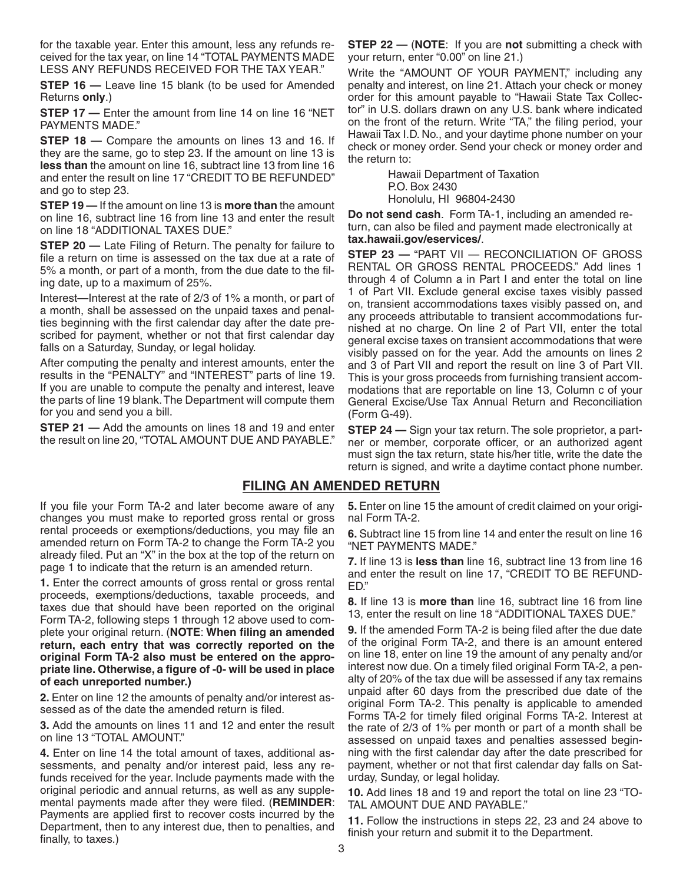for the taxable year. Enter this amount, less any refunds received for the tax year, on line 14 "TOTAL PAYMENTS MADE LESS ANY REFUNDS RECEIVED FOR THE TAX YEAR."

**STEP 16 —** Leave line 15 blank (to be used for Amended Returns **only**.)

**STEP 17 —** Enter the amount from line 14 on line 16 "NET PAYMENTS MADE."

**STEP 18 —** Compare the amounts on lines 13 and 16. If they are the same, go to step 23. If the amount on line 13 is **less than** the amount on line 16, subtract line 13 from line 16 and enter the result on line 17 "CREDIT TO BE REFUNDED" and go to step 23.

**STEP 19 —** If the amount on line 13 is **more than** the amount on line 16, subtract line 16 from line 13 and enter the result on line 18 "ADDITIONAL TAXES DUE."

**STEP 20 —** Late Filing of Return. The penalty for failure to file a return on time is assessed on the tax due at a rate of 5% a month, or part of a month, from the due date to the filing date, up to a maximum of 25%.

Interest—Interest at the rate of 2/3 of 1% a month, or part of a month, shall be assessed on the unpaid taxes and penalties beginning with the first calendar day after the date prescribed for payment, whether or not that first calendar day falls on a Saturday, Sunday, or legal holiday.

After computing the penalty and interest amounts, enter the results in the "PENALTY" and "INTEREST" parts of line 19. If you are unable to compute the penalty and interest, leave the parts of line 19 blank. The Department will compute them for you and send you a bill.

**STEP 21 —** Add the amounts on lines 18 and 19 and enter the result on line 20, "TOTAL AMOUNT DUE AND PAYABLE."

**STEP 22 —** (**NOTE**: If you are **not** submitting a check with your return, enter "0.00" on line 21.)

Write the "AMOUNT OF YOUR PAYMENT," including any penalty and interest, on line 21. Attach your check or money order for this amount payable to "Hawaii State Tax Collector" in U.S. dollars drawn on any U.S. bank where indicated on the front of the return. Write "TA," the filing period, your Hawaii Tax I.D. No., and your daytime phone number on your check or money order. Send your check or money order and the return to:

Hawaii Department of Taxation
P.O. Box 2430
Honolulu, HI 96804-2430

**Do not send cash**. Form TA-1, including an amended return, can also be filed and payment made electronically at **tax.hawaii.gov/eservices/**.

**STEP 23 —** "PART VII — RECONCILIATION OF GROSS RENTAL OR GROSS RENTAL PROCEEDS." Add lines 1 through 4 of Column a in Part I and enter the total on line 1 of Part VII. Exclude general excise taxes visibly passed on, transient accommodations taxes visibly passed on, and any proceeds attributable to transient accommodations furnished at no charge. On line 2 of Part VII, enter the total general excise taxes on transient accommodations that were visibly passed on for the year. Add the amounts on lines 2 and 3 of Part VII and report the result on line 3 of Part VII. This is your gross proceeds from furnishing transient accommodations that are reportable on line 13, Column c of your General Excise/Use Tax Annual Return and Reconciliation (Form G-49).

**STEP 24 —** Sign your tax return. The sole proprietor, a partner or member, corporate officer, or an authorized agent must sign the tax return, state his/her title, write the date the return is signed, and write a daytime contact phone number.

## FILING AN AMENDED RETURN

If you file your Form TA-2 and later become aware of any changes you must make to reported gross rental or gross rental proceeds or exemptions/deductions, you may file an amended return on Form TA-2 to change the Form TA-2 you already filed. Put an "X" in the box at the top of the return on page 1 to indicate that the return is an amended return.

**1.** Enter the correct amounts of gross rental or gross rental proceeds, exemptions/deductions, taxable proceeds, and taxes due that should have been reported on the original Form TA-2, following steps 1 through 12 above used to complete your original return. (**NOTE**: **When filing an amended return, each entry that was correctly reported on the original Form TA-2 also must be entered on the appropriate line. Otherwise, a figure of -0- will be used in place of each unreported number.)**

**2.** Enter on line 12 the amounts of penalty and/or interest assessed as of the date the amended return is filed.

**3.** Add the amounts on lines 11 and 12 and enter the result on line 13 "TOTAL AMOUNT."

**4.** Enter on line 14 the total amount of taxes, additional assessments, and penalty and/or interest paid, less any refunds received for the year. Include payments made with the original periodic and annual returns, as well as any supplemental payments made after they were filed. (**REMINDER**: Payments are applied first to recover costs incurred by the Department, then to any interest due, then to penalties, and finally, to taxes.)

**5.** Enter on line 15 the amount of credit claimed on your original Form TA-2.

**6.** Subtract line 15 from line 14 and enter the result on line 16 "NET PAYMENTS MADE."

**7.** If line 13 is **less than** line 16, subtract line 13 from line 16 and enter the result on line 17, "CREDIT TO BE REFUNDED."

**8.** If line 13 is **more than** line 16, subtract line 16 from line 13, enter the result on line 18 "ADDITIONAL TAXES DUE."

**9.** If the amended Form TA-2 is being filed after the due date of the original Form TA-2, and there is an amount entered on line 18, enter on line 19 the amount of any penalty and/or interest now due. On a timely filed original Form TA-2, a penalty of 20% of the tax due will be assessed if any tax remains unpaid after 60 days from the prescribed due date of the original Form TA-2. This penalty is applicable to amended Forms TA-2 for timely filed original Forms TA-2. Interest at the rate of 2/3 of 1% per month or part of a month shall be assessed on unpaid taxes and penalties assessed beginning with the first calendar day after the date prescribed for payment, whether or not that first calendar day falls on Saturday, Sunday, or legal holiday.

**10.** Add lines 18 and 19 and report the total on line 23 "TOTAL AMOUNT DUE AND PAYABLE."

**11.** Follow the instructions in steps 22, 23 and 24 above to finish your return and submit it to the Department.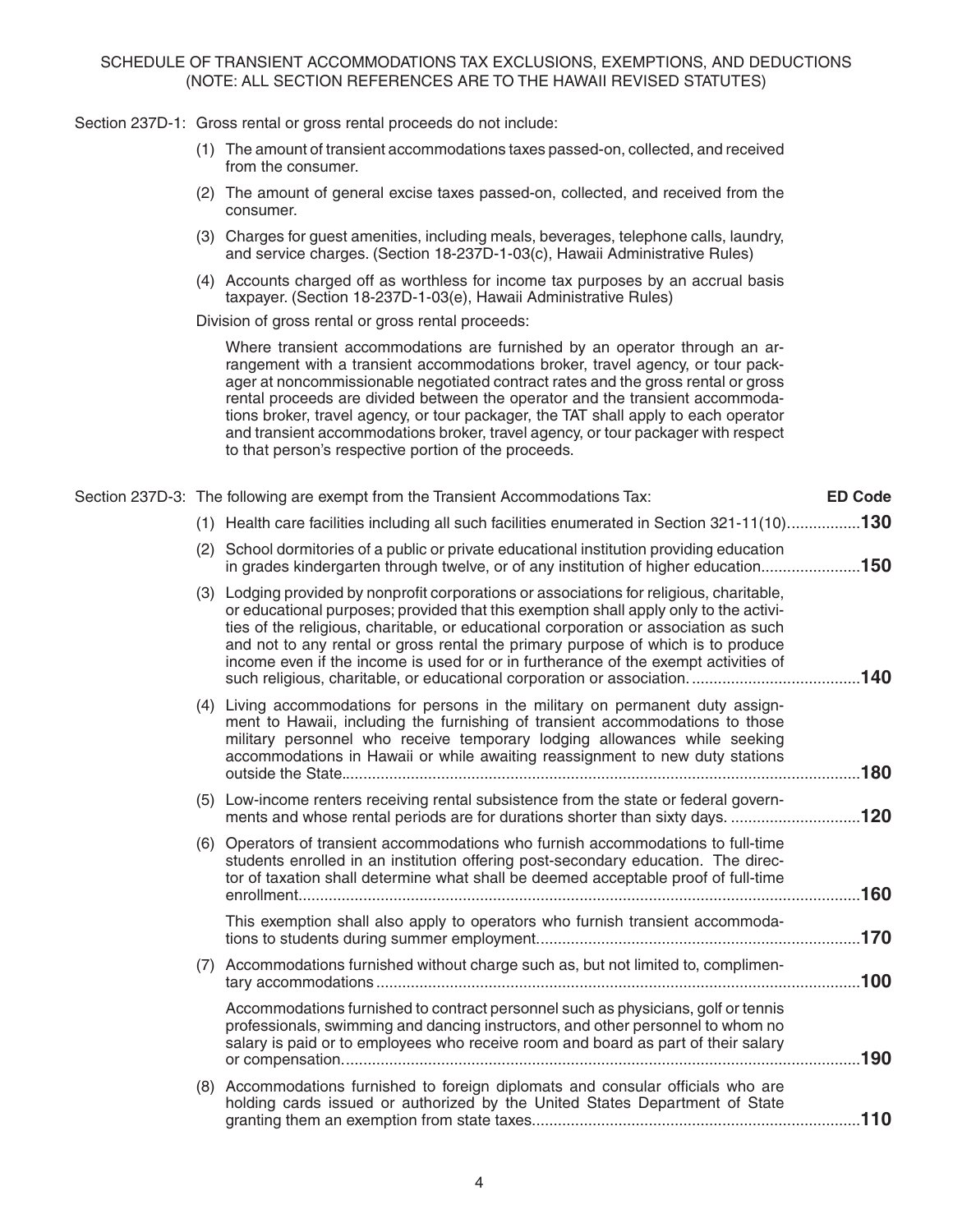SCHEDULE OF TRANSIENT ACCOMMODATIONS TAX EXCLUSIONS, EXEMPTIONS, AND DEDUCTIONS
(NOTE: ALL SECTION REFERENCES ARE TO THE HAWAII REVISED STATUTES)

Section 237D-1: Gross rental or gross rental proceeds do not include:

(1) The amount of transient accommodations taxes passed-on, collected, and received from the consumer.

(2) The amount of general excise taxes passed-on, collected, and received from the consumer.

(3) Charges for guest amenities, including meals, beverages, telephone calls, laundry, and service charges. (Section 18-237D-1-03(c), Hawaii Administrative Rules)

(4) Accounts charged off as worthless for income tax purposes by an accrual basis taxpayer. (Section 18-237D-1-03(e), Hawaii Administrative Rules)

Division of gross rental or gross rental proceeds:

Where transient accommodations are furnished by an operator through an arrangement with a transient accommodations broker, travel agency, or tour packager at noncommissionable negotiated contract rates and the gross rental or gross rental proceeds are divided between the operator and the transient accommodations broker, travel agency, or tour packager, the TAT shall apply to each operator and transient accommodations broker, travel agency, or tour packager with respect to that person's respective portion of the proceeds.

Section 237D-3: The following are exempt from the Transient Accommodations Tax: **ED Code**

(1) Health care facilities including all such facilities enumerated in Section 321-11(10)................. **130**

(2) School dormitories of a public or private educational institution providing education in grades kindergarten through twelve, or of any institution of higher education....................... **150**

(3) Lodging provided by nonprofit corporations or associations for religious, charitable, or educational purposes; provided that this exemption shall apply only to the activities of the religious, charitable, or educational corporation or association as such and not to any rental or gross rental the primary purpose of which is to produce income even if the income is used for or in furtherance of the exempt activities of such religious, charitable, or educational corporation or association. ....................................... **140**

(4) Living accommodations for persons in the military on permanent duty assignment to Hawaii, including the furnishing of transient accommodations to those military personnel who receive temporary lodging allowances while seeking accommodations in Hawaii or while awaiting reassignment to new duty stations outside the State........................................................................................................................ **180**

(5) Low-income renters receiving rental subsistence from the state or federal governments and whose rental periods are for durations shorter than sixty days. .............................. **120**

(6) Operators of transient accommodations who furnish accommodations to full-time students enrolled in an institution offering post-secondary education. The director of taxation shall determine what shall be deemed acceptable proof of full-time enrollment................................................................................................................................... **160**

This exemption shall also apply to operators who furnish transient accommodations to students during summer employment........................................................................... **170**

(7) Accommodations furnished without charge such as, but not limited to, complimentary accommodations ................................................................................................................ **100**

Accommodations furnished to contract personnel such as physicians, golf or tennis professionals, swimming and dancing instructors, and other personnel to whom no salary is paid or to employees who receive room and board as part of their salary or compensation........................................................................................................................ **190**

(8) Accommodations furnished to foreign diplomats and consular officials who are holding cards issued or authorized by the United States Department of State granting them an exemption from state taxes............................................................................ **110**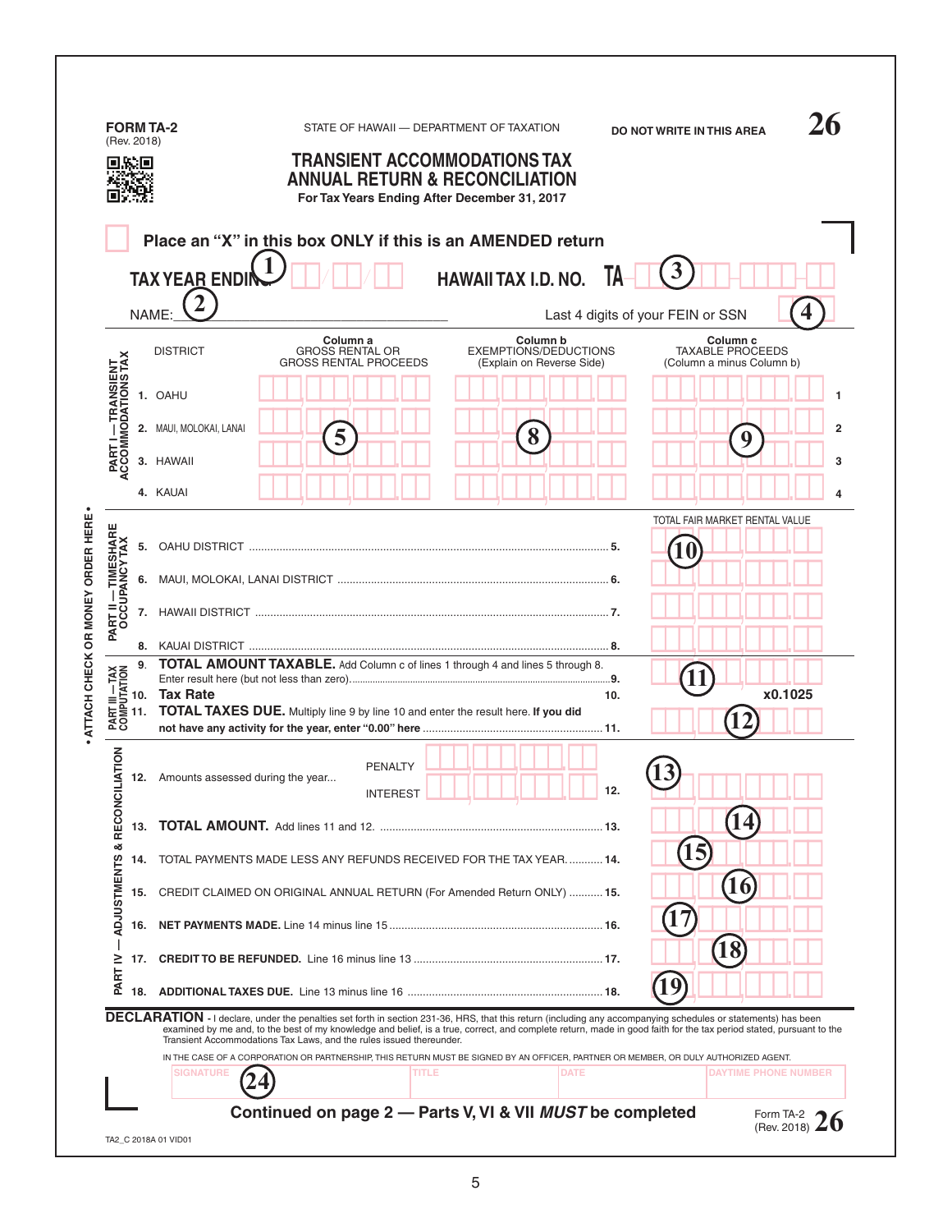**FORM TA-2**
(Rev. 2018)

STATE OF HAWAII — DEPARTMENT OF TAXATION

DO NOT WRITE IN THIS AREA

**26**

# TRANSIENT ACCOMMODATIONS TAX ANNUAL RETURN & RECONCILIATION

**For Tax Years Ending After December 31, 2017**

☐ **Place an "X" in this box ONLY if this is an AMENDED return**

**TAX YEAR ENDING** (1) ___/___/___ **HAWAII TAX I.D. NO. TA** (3) ___-___-___

NAME: (2) ______________________ Last 4 digits of your FEIN or SSN (4) ____

## PART I — TRANSIENT ACCOMMODATIONS TAX

| | DISTRICT | Column a GROSS RENTAL OR GROSS RENTAL PROCEEDS | Column b EXEMPTIONS/DEDUCTIONS (Explain on Reverse Side) | Column c TAXABLE PROCEEDS (Column a minus Column b) | |
|---|---|---|---|---|---|
| 1. | OAHU | | | | 1 |
| 2. | MAUI, MOLOKAI, LANAI | (5) | (8) | (9) | 2 |
| 3. | HAWAII | | | | 3 |
| 4. | KAUAI | | | | 4 |

## PART II — TIMESHARE OCCUPANCY TAX

| | | TOTAL FAIR MARKET RENTAL VALUE |
|---|---|---|
| 5. | OAHU DISTRICT ............ 5. | (10) |
| 6. | MAUI, MOLOKAI, LANAI DISTRICT ............ 6. | |
| 7. | HAWAII DISTRICT ............ 7. | |
| 8. | KAUAI DISTRICT ............ 8. | |

## PART III — TAX COMPUTATION

| | | |
|---|---|---|
| 9. | **TOTAL AMOUNT TAXABLE.** Add Column c of lines 1 through 4 and lines 5 through 8. Enter result here (but not less than zero). ............ 9. | (11) |
| 10. | **Tax Rate** ............ 10. | x0.1025 |
| 11. | **TOTAL TAXES DUE.** Multiply line 9 by line 10 and enter the result here. **If you did not have any activity for the year, enter "0.00" here** ............ 11. | (12) |

## PART IV — ADJUSTMENTS & RECONCILIATION

| | | |
|---|---|---|
| 12. | Amounts assessed during the year... PENALTY ____ INTEREST ____ ............ 12. | (13) |
| 13. | **TOTAL AMOUNT.** Add lines 11 and 12. ............ 13. | (14) |
| 14. | TOTAL PAYMENTS MADE LESS ANY REFUNDS RECEIVED FOR THE TAX YEAR. ............ 14. | (15) |
| 15. | CREDIT CLAIMED ON ORIGINAL ANNUAL RETURN (For Amended Return ONLY) ............ 15. | (16) |
| 16. | **NET PAYMENTS MADE.** Line 14 minus line 15 ............ 16. | (17) |
| 17. | **CREDIT TO BE REFUNDED.** Line 16 minus line 13 ............ 17. | (18) |
| 18. | **ADDITIONAL TAXES DUE.** Line 13 minus line 16 ............ 18. | (19) |

• ATTACH CHECK OR MONEY ORDER HERE •

**DECLARATION** - I declare, under the penalties set forth in section 231-36, HRS, that this return (including any accompanying schedules or statements) has been examined by me and, to the best of my knowledge and belief, is a true, correct, and complete return, made in good faith for the tax period stated, pursuant to the Transient Accommodations Tax Laws, and the rules issued thereunder.

IN THE CASE OF A CORPORATION OR PARTNERSHIP, THIS RETURN MUST BE SIGNED BY AN OFFICER, PARTNER OR MEMBER, OR DULY AUTHORIZED AGENT.

| SIGNATURE | TITLE | DATE | DAYTIME PHONE NUMBER |
|---|---|---|---|
| (24) | | | |

**Continued on page 2 — Parts V, VI & VII *MUST* be completed**

Form TA-2 (Rev. 2018) **26**

TA2_C 2018A 01 VID01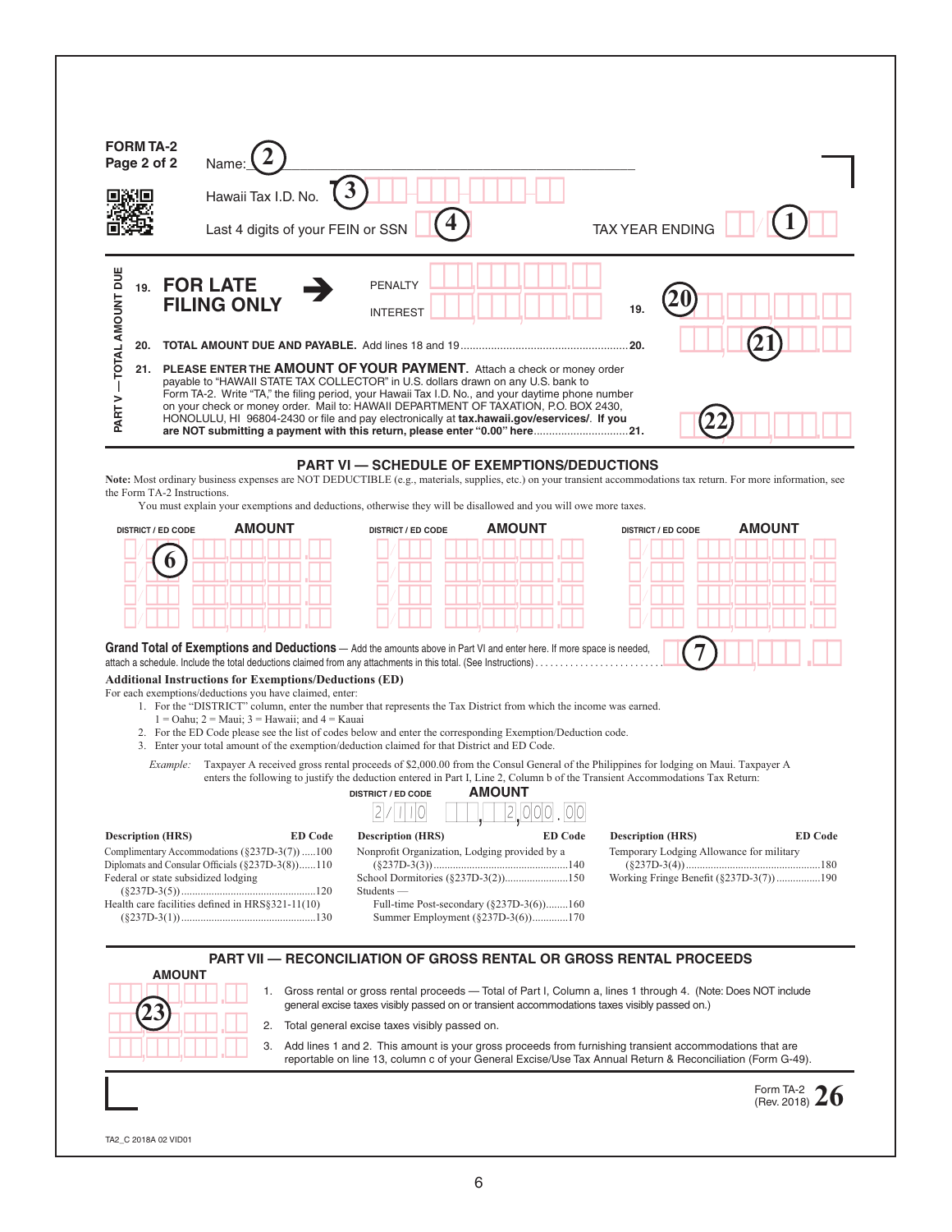**FORM TA-2**
**Page 2 of 2**

Name: (2) ______________________________

Hawaii Tax I.D. No. (3)

Last 4 digits of your FEIN or SSN (4)

TAX YEAR ENDING (1)

## PART V — TOTAL AMOUNT DUE

19. **FOR LATE FILING ONLY** ➔ PENALTY / INTEREST ... 19. (20)

20. **TOTAL AMOUNT DUE AND PAYABLE.** Add lines 18 and 19 ... 20. (21)

21. **PLEASE ENTER THE AMOUNT OF YOUR PAYMENT.** Attach a check or money order payable to "HAWAII STATE TAX COLLECTOR" in U.S. dollars drawn on any U.S. bank to Form TA-2. Write "TA," the filing period, your Hawaii Tax I.D. No., and your daytime phone number on your check or money order. Mail to: HAWAII DEPARTMENT OF TAXATION, P.O. BOX 2430, HONOLULU, HI 96804-2430 or file and pay electronically at **tax.hawaii.gov/eservices/**. **If you are NOT submitting a payment with this return, please enter "0.00" here** ... 21. (22)

## PART VI — SCHEDULE OF EXEMPTIONS/DEDUCTIONS

**Note:** Most ordinary business expenses are NOT DEDUCTIBLE (e.g., materials, supplies, etc.) on your transient accommodations tax return. For more information, see the Form TA-2 Instructions.

You must explain your exemptions and deductions, otherwise they will be disallowed and you will owe more taxes.

| DISTRICT / ED CODE | AMOUNT | DISTRICT / ED CODE | AMOUNT | DISTRICT / ED CODE | AMOUNT |
|---|---|---|---|---|---|
| (6) | | | | | |
| | | | | | |
| | | | | | |
| | | | | | |

**Grand Total of Exemptions and Deductions** — Add the amounts above in Part VI and enter here. If more space is needed, attach a schedule. Include the total deductions claimed from any attachments in this total. (See Instructions) ... (7)

**Additional Instructions for Exemptions/Deductions (ED)**

For each exemptions/deductions you have claimed, enter:

1. For the "DISTRICT" column, enter the number that represents the Tax District from which the income was earned.
   1 = Oahu; 2 = Maui; 3 = Hawaii; and 4 = Kauai
2. For the ED Code please see the list of codes below and enter the corresponding Exemption/Deduction code.
3. Enter your total amount of the exemption/deduction claimed for that District and ED Code.

*Example:* Taxpayer A received gross rental proceeds of $2,000.00 from the Consul General of the Philippines for lodging on Maui. Taxpayer A enters the following to justify the deduction entered in Part I, Line 2, Column b of the Transient Accommodations Tax Return:

| DISTRICT / ED CODE | AMOUNT |
|---|---|
| 2 / 110 | 2,000.00 |

| Description (HRS) | ED Code |
|---|---|
| Complimentary Accommodations (§237D-3(7)) | 100 |
| Diplomats and Consular Officials (§237D-3(8)) | 110 |
| Federal or state subsidized lodging (§237D-3(5)) | 120 |
| Health care facilities defined in HRS§321-11(10) (§237D-3(1)) | 130 |
| Nonprofit Organization, Lodging provided by a (§237D-3(3)) | 140 |
| School Dormitories (§237D-3(2)) | 150 |
| Students — Full-time Post-secondary (§237D-3(6)) | 160 |
| Students — Summer Employment (§237D-3(6)) | 170 |
| Temporary Lodging Allowance for military (§237D-3(4)) | 180 |
| Working Fringe Benefit (§237D-3(7)) | 190 |

## PART VII — RECONCILIATION OF GROSS RENTAL OR GROSS RENTAL PROCEEDS

AMOUNT (23)

1. Gross rental or gross rental proceeds — Total of Part I, Column a, lines 1 through 4. (Note: Does NOT include general excise taxes visibly passed on or transient accommodations taxes visibly passed on.)
2. Total general excise taxes visibly passed on.
3. Add lines 1 and 2. This amount is your gross proceeds from furnishing transient accommodations that are reportable on line 13, column c of your General Excise/Use Tax Annual Return & Reconciliation (Form G-49).

Form TA-2 (Rev. 2018) 26

TA2_C 2018A 02 VID01